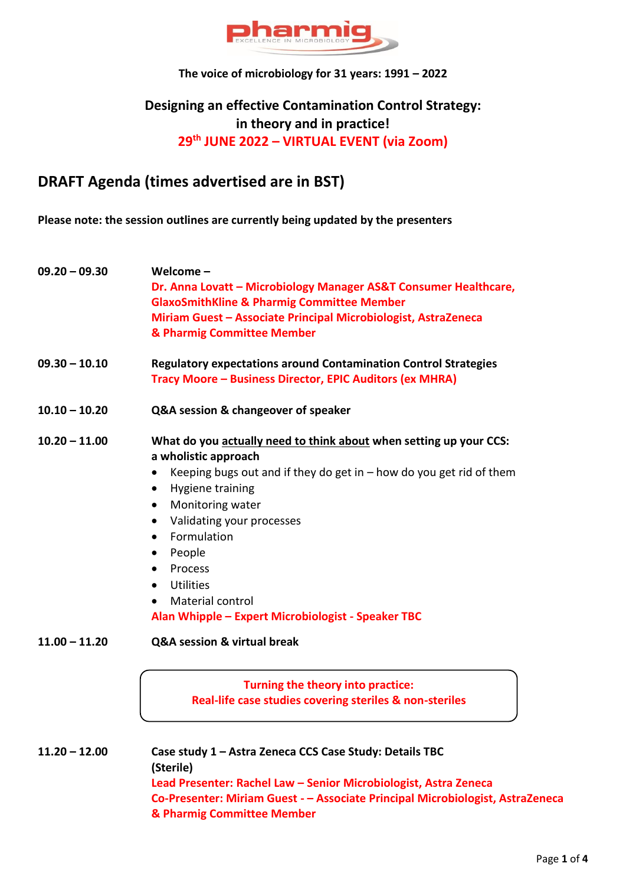pharmig

EXCELLENCE IN MICROBIOLOGY

**The voice of microbiology for 31 years: 1991 – 2022**

**Designing an effective Contamination Control Strategy: in theory and in practice!**

**29th JUNE 2022 – VIRTUAL EVENT (via Zoom)**

## DRAFT Agenda (times advertised are in BST)

**Please note: the session outlines are currently being updated by the presenters**

**09.20 – 09.30** **Welcome –**
**Dr. Anna Lovatt – Microbiology Manager AS&T Consumer Healthcare, GlaxoSmithKline & Pharmig Committee Member**
**Miriam Guest – Associate Principal Microbiologist, AstraZeneca & Pharmig Committee Member**

**09.30 – 10.10** **Regulatory expectations around Contamination Control Strategies**
**Tracy Moore – Business Director, EPIC Auditors (ex MHRA)**

**10.10 – 10.20** **Q&A session & changeover of speaker**

**10.20 – 11.00** **What do you actually need to think about when setting up your CCS: a wholistic approach**

- Keeping bugs out and if they do get in – how do you get rid of them
- Hygiene training
- Monitoring water
- Validating your processes
- Formulation
- People
- Process
- Utilities
- Material control

**Alan Whipple – Expert Microbiologist - Speaker TBC**

**11.00 – 11.20** **Q&A session & virtual break**

**Turning the theory into practice:**
**Real-life case studies covering steriles & non-steriles**

**11.20 – 12.00** **Case study 1 – Astra Zeneca CCS Case Study: Details TBC (Sterile)**
**Lead Presenter: Rachel Law – Senior Microbiologist, Astra Zeneca**
**Co-Presenter: Miriam Guest - – Associate Principal Microbiologist, AstraZeneca & Pharmig Committee Member**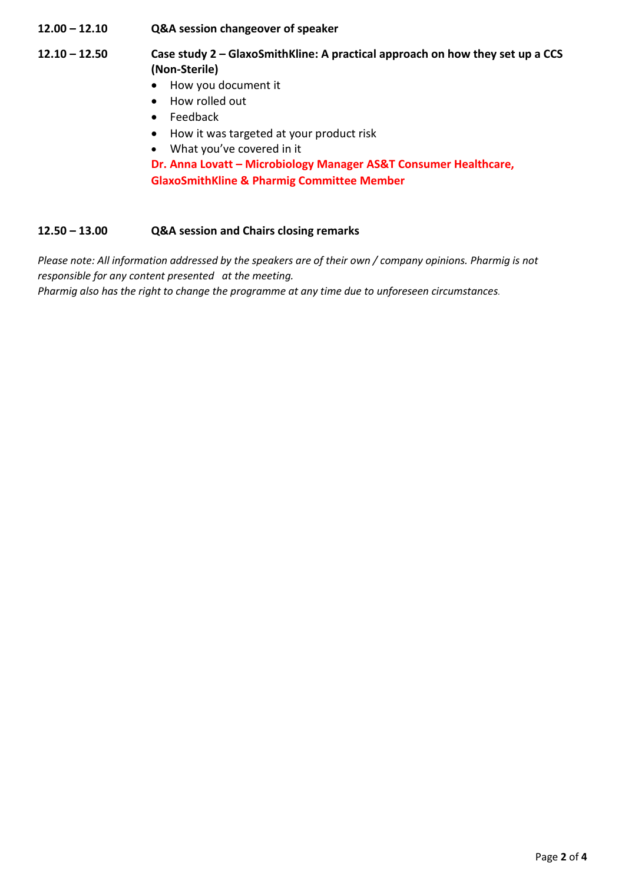**12.00 – 12.10** **Q&A session changeover of speaker**

**12.10 – 12.50** **Case study 2 – GlaxoSmithKline: A practical approach on how they set up a CCS (Non-Sterile)**

- How you document it
- How rolled out
- Feedback
- How it was targeted at your product risk
- What you've covered in it

**Dr. Anna Lovatt – Microbiology Manager AS&T Consumer Healthcare, GlaxoSmithKline & Pharmig Committee Member**

**12.50 – 13.00** **Q&A session and Chairs closing remarks**

*Please note: All information addressed by the speakers are of their own / company opinions. Pharmig is not responsible for any content presented at the meeting.*
*Pharmig also has the right to change the programme at any time due to unforeseen circumstances.*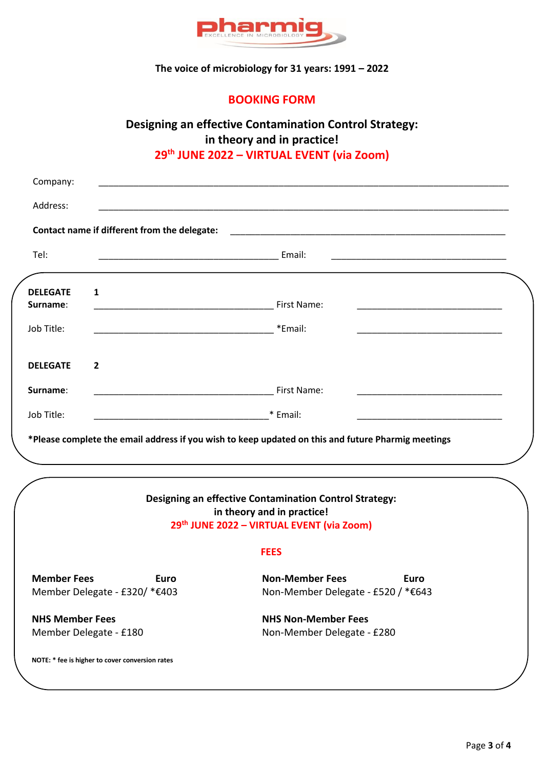**The voice of microbiology for 31 years: 1991 – 2022**

# BOOKING FORM

## Designing an effective Contamination Control Strategy: in theory and in practice!

**29th JUNE 2022 – VIRTUAL EVENT (via Zoom)**

Company: ____________________________________________

Address: ____________________________________________

**Contact name if different from the delegate:** ______________________________

Tel: ______________________ Email: ______________________

**DELEGATE 1**

**Surname**: ______________________ First Name: ______________________

Job Title: ______________________ *Email: ______________________

**DELEGATE 2**

**Surname**: ______________________ First Name: ______________________

Job Title: ______________________ * Email: ______________________

***Please complete the email address if you wish to keep updated on this and future Pharmig meetings**

**Designing an effective Contamination Control Strategy: in theory and in practice!**

**29th JUNE 2022 – VIRTUAL EVENT (via Zoom)**

### FEES

**Member Fees** **Euro**
Member Delegate - £320/ *€403

**Non-Member Fees** **Euro**
Non-Member Delegate - £520 / *€643

**NHS Member Fees**
Member Delegate - £180

**NHS Non-Member Fees**
Non-Member Delegate - £280

**NOTE: * fee is higher to cover conversion rates**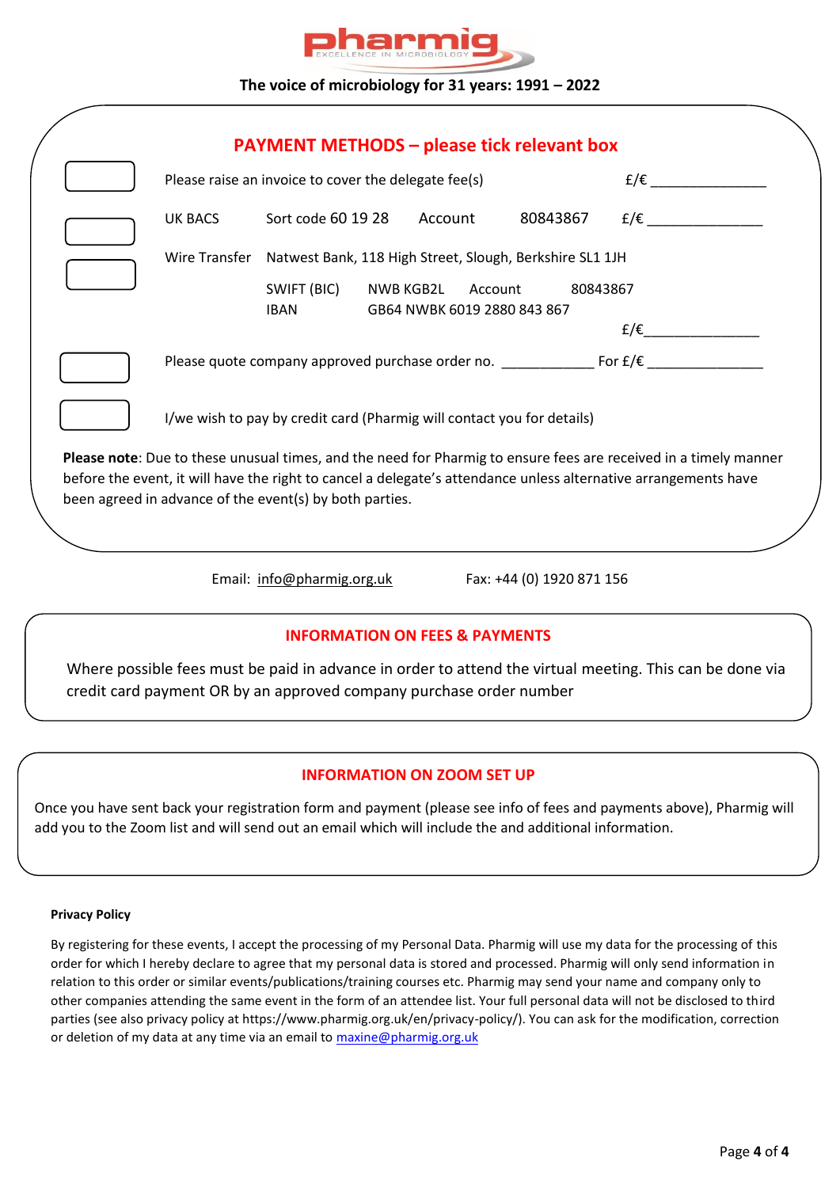Pharmig
EXCELLENCE IN MICROBIOLOGY

**The voice of microbiology for 31 years: 1991 – 2022**

## PAYMENT METHODS – please tick relevant box

☐ Please raise an invoice to cover the delegate fee(s) £/€ _______________

☐ UK BACS Sort code 60 19 28 Account 80843867 £/€ _______________

☐ Wire Transfer Natwest Bank, 118 High Street, Slough, Berkshire SL1 1JH
SWIFT (BIC) NWB KGB2L Account 80843867
IBAN GB64 NWBK 6019 2880 843 867
£/€_______________

☐ Please quote company approved purchase order no. ___________ For £/€ _______________

☐ I/we wish to pay by credit card (Pharmig will contact you for details)

**Please note**: Due to these unusual times, and the need for Pharmig to ensure fees are received in a timely manner before the event, it will have the right to cancel a delegate's attendance unless alternative arrangements have been agreed in advance of the event(s) by both parties.

Email: info@pharmig.org.uk Fax: +44 (0) 1920 871 156

## INFORMATION ON FEES & PAYMENTS

Where possible fees must be paid in advance in order to attend the virtual meeting. This can be done via credit card payment OR by an approved company purchase order number

## INFORMATION ON ZOOM SET UP

Once you have sent back your registration form and payment (please see info of fees and payments above), Pharmig will add you to the Zoom list and will send out an email which will include the and additional information.

**Privacy Policy**

By registering for these events, I accept the processing of my Personal Data. Pharmig will use my data for the processing of this order for which I hereby declare to agree that my personal data is stored and processed. Pharmig will only send information in relation to this order or similar events/publications/training courses etc. Pharmig may send your name and company only to other companies attending the same event in the form of an attendee list. Your full personal data will not be disclosed to third parties (see also privacy policy at https://www.pharmig.org.uk/en/privacy-policy/). You can ask for the modification, correction or deletion of my data at any time via an email to maxine@pharmig.org.uk